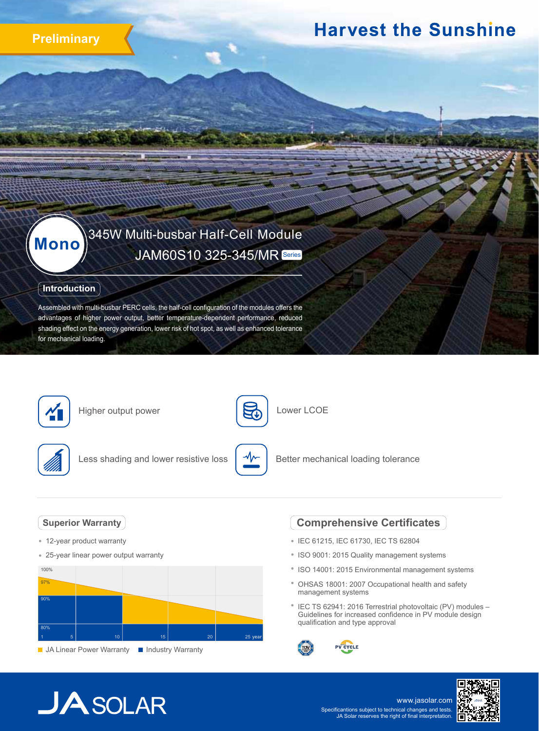Preliminary

# Harvest the Sunshine

## Mono 345W Multi-busbar Half-Cell Module

## JAM60S10 325-345/MR Series

### Introduction

Assembled with multi-busbar PERC cells, the half-cell configuration of the modules offers the advantages of higher power output, better temperature-dependent performance, reduced shading effect on the energy generation, lower risk of hot spot, as well as enhanced tolerance for mechanical loading.

- Higher output power
- Lower LCOE
- Less shading and lower resistive loss
- Better mechanical loading tolerance

### Superior Warranty

- 12-year product warranty
- 25-year linear power output warranty

100%, 97%, 90%, 80%; 1, 5, 10, 15, 20, 25 year

JA Linear Power Warranty | Industry Warranty

### Comprehensive Certificates

- IEC 61215, IEC 61730, IEC TS 62804
- ISO 9001: 2015 Quality management systems
- ISO 14001: 2015 Environmental management systems
- OHSAS 18001: 2007 Occupational health and safety management systems
- IEC TS 62941: 2016 Terrestrial photovoltaic (PV) modules – Guidelines for increased confidence in PV module design qualification and type approval

JA SOLAR

www.jasolar.com

Specificantions subject to technical changes and tests. JA Solar reserves the right of final interpretation.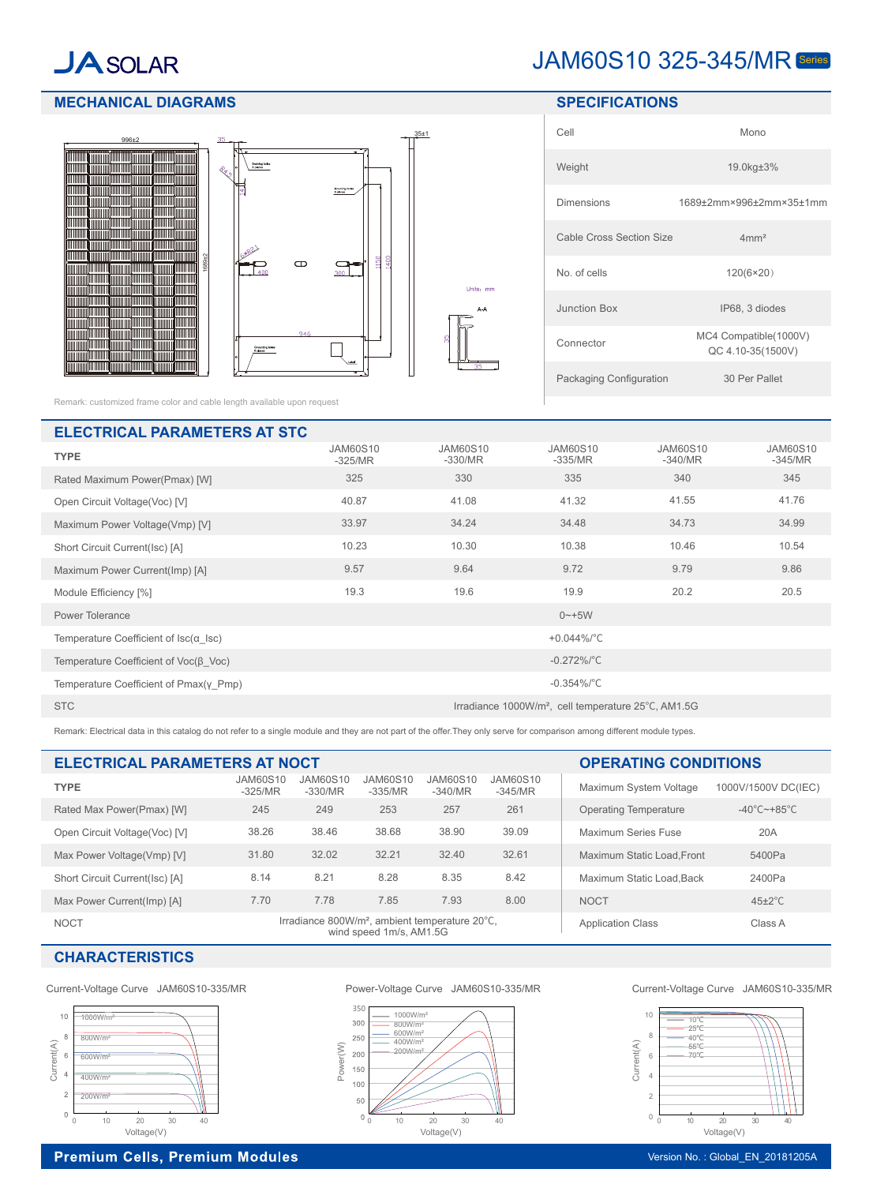# JAM60S10 325-345/MR Series

## MECHANICAL DIAGRAMS

996±2

35

35±1

1689±2

400

300

1150

1400

946

35

A-A

Units: mm

Remark: customized frame color and cable length available upon request

## SPECIFICATIONS

| | |
|---|---|
| Cell | Mono |
| Weight | 19.0kg±3% |
| Dimensions | 1689±2mm×996±2mm×35±1mm |
| Cable Cross Section Size | 4mm² |
| No. of cells | 120(6×20) |
| Junction Box | IP68, 3 diodes |
| Connector | MC4 Compatible(1000V) QC 4.10-35(1500V) |
| Packaging Configuration | 30 Per Pallet |

## ELECTRICAL PARAMETERS AT STC

| TYPE | JAM60S10 -325/MR | JAM60S10 -330/MR | JAM60S10 -335/MR | JAM60S10 -340/MR | JAM60S10 -345/MR |
|---|---|---|---|---|---|
| Rated Maximum Power(Pmax) [W] | 325 | 330 | 335 | 340 | 345 |
| Open Circuit Voltage(Voc) [V] | 40.87 | 41.08 | 41.32 | 41.55 | 41.76 |
| Maximum Power Voltage(Vmp) [V] | 33.97 | 34.24 | 34.48 | 34.73 | 34.99 |
| Short Circuit Current(Isc) [A] | 10.23 | 10.30 | 10.38 | 10.46 | 10.54 |
| Maximum Power Current(Imp) [A] | 9.57 | 9.64 | 9.72 | 9.79 | 9.86 |
| Module Efficiency [%] | 19.3 | 19.6 | 19.9 | 20.2 | 20.5 |
| Power Tolerance | 0~+5W | | | | |
| Temperature Coefficient of Isc(α_Isc) | +0.044%/°C | | | | |
| Temperature Coefficient of Voc(β_Voc) | -0.272%/°C | | | | |
| Temperature Coefficient of Pmax(γ_Pmp) | -0.354%/°C | | | | |
| STC | Irradiance 1000W/m², cell temperature 25°C, AM1.5G | | | | |

Remark: Electrical data in this catalog do not refer to a single module and they are not part of the offer.They only serve for comparison among different module types.

## ELECTRICAL PARAMETERS AT NOCT

| TYPE | JAM60S10 -325/MR | JAM60S10 -330/MR | JAM60S10 -335/MR | JAM60S10 -340/MR | JAM60S10 -345/MR |
|---|---|---|---|---|---|
| Rated Max Power(Pmax) [W] | 245 | 249 | 253 | 257 | 261 |
| Open Circuit Voltage(Voc) [V] | 38.26 | 38.46 | 38.68 | 38.90 | 39.09 |
| Max Power Voltage(Vmp) [V] | 31.80 | 32.02 | 32.21 | 32.40 | 32.61 |
| Short Circuit Current(Isc) [A] | 8.14 | 8.21 | 8.28 | 8.35 | 8.42 |
| Max Power Current(Imp) [A] | 7.70 | 7.78 | 7.85 | 7.93 | 8.00 |
| NOCT | Irradiance 800W/m², ambient temperature 20°C, wind speed 1m/s, AM1.5G | | | | |

## OPERATING CONDITIONS

| | |
|---|---|
| Maximum System Voltage | 1000V/1500V DC(IEC) |
| Operating Temperature | -40°C~+85°C |
| Maximum Series Fuse | 20A |
| Maximum Static Load,Front | 5400Pa |
| Maximum Static Load,Back | 2400Pa |
| NOCT | 45±2°C |
| Application Class | Class A |

## CHARACTERISTICS

Current-Voltage Curve JAM60S10-335/MR

Current(A)
Voltage(V)
1000W/m², 800W/m², 600W/m², 400W/m², 200W/m²
0 2 4 6 8 10
0 10 20 30 40

Power-Voltage Curve JAM60S10-335/MR

Power(W)
Voltage(V)
1000W/m², 800W/m², 600W/m², 400W/m², 200W/m²
0 50 100 150 200 250 300 350
0 10 20 30 40

Current-Voltage Curve JAM60S10-335/MR

Current(A)
Voltage(V)
10°C, 25°C, 40°C, 55°C, 70°C
0 2 4 6 8 10
0 10 20 30 40

**Premium Cells, Premium Modules**

Version No. : Global_EN_20181205A